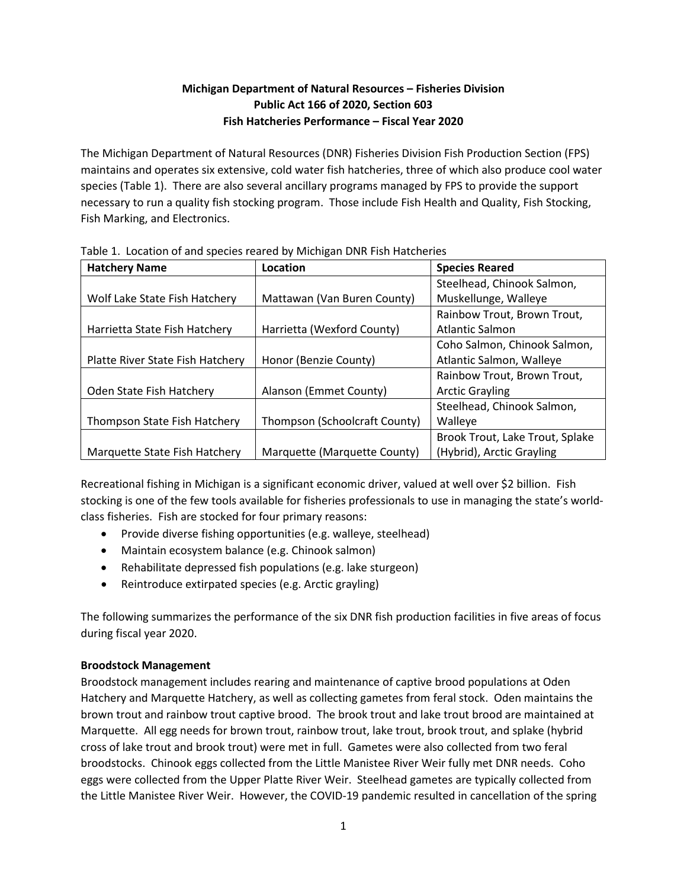**Michigan Department of Natural Resources – Fisheries Division**
**Public Act 166 of 2020, Section 603**
**Fish Hatcheries Performance – Fiscal Year 2020**

The Michigan Department of Natural Resources (DNR) Fisheries Division Fish Production Section (FPS) maintains and operates six extensive, cold water fish hatcheries, three of which also produce cool water species (Table 1). There are also several ancillary programs managed by FPS to provide the support necessary to run a quality fish stocking program. Those include Fish Health and Quality, Fish Stocking, Fish Marking, and Electronics.

Table 1. Location of and species reared by Michigan DNR Fish Hatcheries

| Hatchery Name | Location | Species Reared |
| --- | --- | --- |
| Wolf Lake State Fish Hatchery | Mattawan (Van Buren County) | Steelhead, Chinook Salmon, Muskellunge, Walleye |
| Harrietta State Fish Hatchery | Harrietta (Wexford County) | Rainbow Trout, Brown Trout, Atlantic Salmon |
| Platte River State Fish Hatchery | Honor (Benzie County) | Coho Salmon, Chinook Salmon, Atlantic Salmon, Walleye |
| Oden State Fish Hatchery | Alanson (Emmet County) | Rainbow Trout, Brown Trout, Arctic Grayling |
| Thompson State Fish Hatchery | Thompson (Schoolcraft County) | Steelhead, Chinook Salmon, Walleye |
| Marquette State Fish Hatchery | Marquette (Marquette County) | Brook Trout, Lake Trout, Splake (Hybrid), Arctic Grayling |

Recreational fishing in Michigan is a significant economic driver, valued at well over $2 billion. Fish stocking is one of the few tools available for fisheries professionals to use in managing the state's world-class fisheries. Fish are stocked for four primary reasons:

- Provide diverse fishing opportunities (e.g. walleye, steelhead)
- Maintain ecosystem balance (e.g. Chinook salmon)
- Rehabilitate depressed fish populations (e.g. lake sturgeon)
- Reintroduce extirpated species (e.g. Arctic grayling)

The following summarizes the performance of the six DNR fish production facilities in five areas of focus during fiscal year 2020.

**Broodstock Management**

Broodstock management includes rearing and maintenance of captive brood populations at Oden Hatchery and Marquette Hatchery, as well as collecting gametes from feral stock. Oden maintains the brown trout and rainbow trout captive brood. The brook trout and lake trout brood are maintained at Marquette. All egg needs for brown trout, rainbow trout, lake trout, brook trout, and splake (hybrid cross of lake trout and brook trout) were met in full. Gametes were also collected from two feral broodstocks. Chinook eggs collected from the Little Manistee River Weir fully met DNR needs. Coho eggs were collected from the Upper Platte River Weir. Steelhead gametes are typically collected from the Little Manistee River Weir. However, the COVID-19 pandemic resulted in cancellation of the spring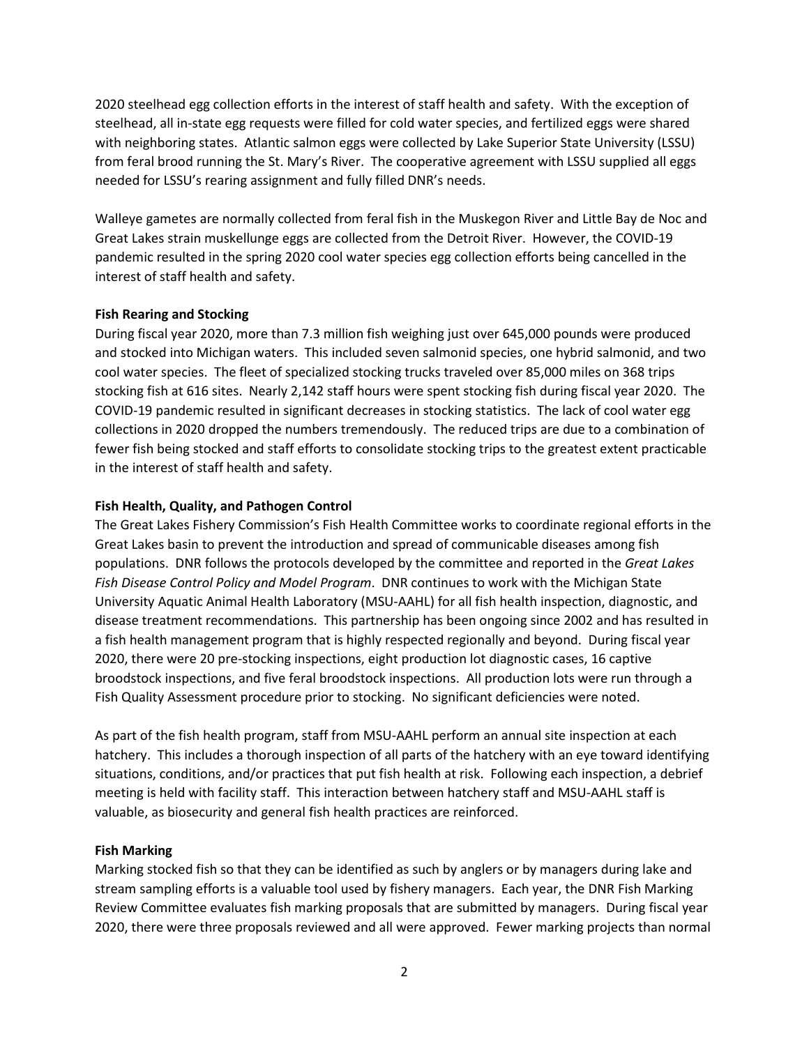2020 steelhead egg collection efforts in the interest of staff health and safety. With the exception of steelhead, all in-state egg requests were filled for cold water species, and fertilized eggs were shared with neighboring states. Atlantic salmon eggs were collected by Lake Superior State University (LSSU) from feral brood running the St. Mary's River. The cooperative agreement with LSSU supplied all eggs needed for LSSU's rearing assignment and fully filled DNR's needs.

Walleye gametes are normally collected from feral fish in the Muskegon River and Little Bay de Noc and Great Lakes strain muskellunge eggs are collected from the Detroit River. However, the COVID-19 pandemic resulted in the spring 2020 cool water species egg collection efforts being cancelled in the interest of staff health and safety.

**Fish Rearing and Stocking**

During fiscal year 2020, more than 7.3 million fish weighing just over 645,000 pounds were produced and stocked into Michigan waters. This included seven salmonid species, one hybrid salmonid, and two cool water species. The fleet of specialized stocking trucks traveled over 85,000 miles on 368 trips stocking fish at 616 sites. Nearly 2,142 staff hours were spent stocking fish during fiscal year 2020. The COVID-19 pandemic resulted in significant decreases in stocking statistics. The lack of cool water egg collections in 2020 dropped the numbers tremendously. The reduced trips are due to a combination of fewer fish being stocked and staff efforts to consolidate stocking trips to the greatest extent practicable in the interest of staff health and safety.

**Fish Health, Quality, and Pathogen Control**

The Great Lakes Fishery Commission's Fish Health Committee works to coordinate regional efforts in the Great Lakes basin to prevent the introduction and spread of communicable diseases among fish populations. DNR follows the protocols developed by the committee and reported in the *Great Lakes Fish Disease Control Policy and Model Program*. DNR continues to work with the Michigan State University Aquatic Animal Health Laboratory (MSU-AAHL) for all fish health inspection, diagnostic, and disease treatment recommendations. This partnership has been ongoing since 2002 and has resulted in a fish health management program that is highly respected regionally and beyond. During fiscal year 2020, there were 20 pre-stocking inspections, eight production lot diagnostic cases, 16 captive broodstock inspections, and five feral broodstock inspections. All production lots were run through a Fish Quality Assessment procedure prior to stocking. No significant deficiencies were noted.

As part of the fish health program, staff from MSU-AAHL perform an annual site inspection at each hatchery. This includes a thorough inspection of all parts of the hatchery with an eye toward identifying situations, conditions, and/or practices that put fish health at risk. Following each inspection, a debrief meeting is held with facility staff. This interaction between hatchery staff and MSU-AAHL staff is valuable, as biosecurity and general fish health practices are reinforced.

**Fish Marking**

Marking stocked fish so that they can be identified as such by anglers or by managers during lake and stream sampling efforts is a valuable tool used by fishery managers. Each year, the DNR Fish Marking Review Committee evaluates fish marking proposals that are submitted by managers. During fiscal year 2020, there were three proposals reviewed and all were approved. Fewer marking projects than normal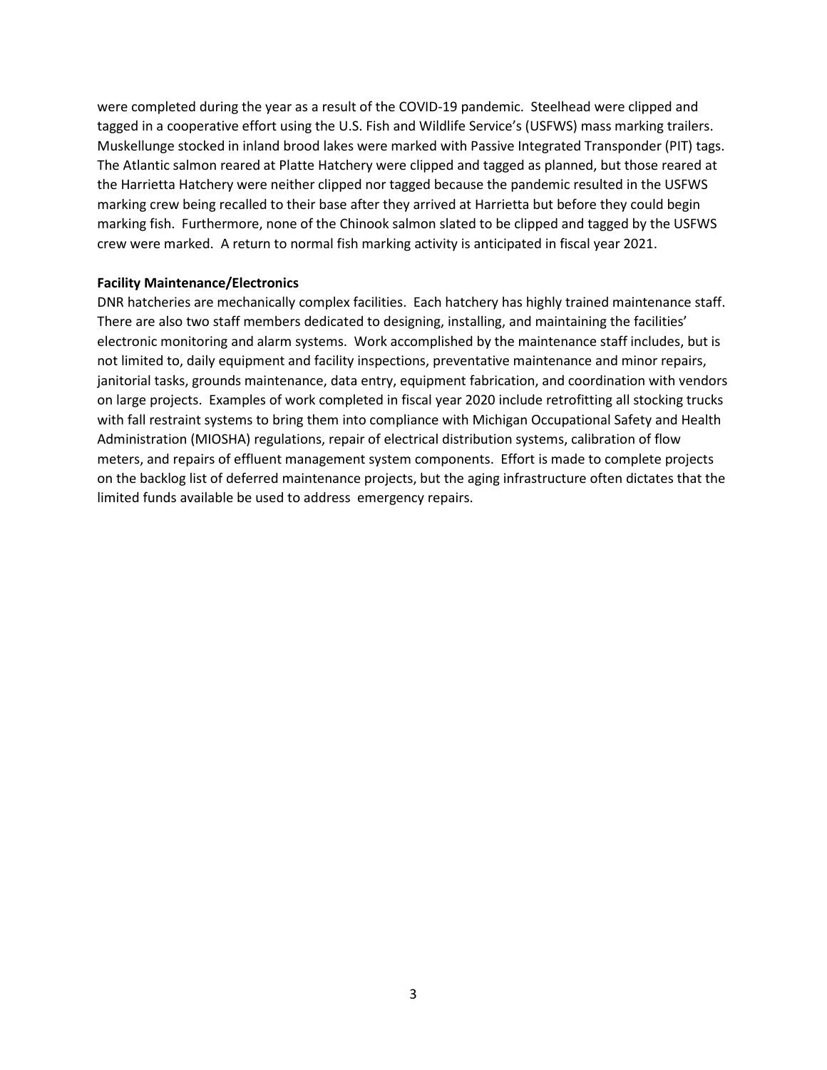were completed during the year as a result of the COVID-19 pandemic. Steelhead were clipped and tagged in a cooperative effort using the U.S. Fish and Wildlife Service's (USFWS) mass marking trailers. Muskellunge stocked in inland brood lakes were marked with Passive Integrated Transponder (PIT) tags. The Atlantic salmon reared at Platte Hatchery were clipped and tagged as planned, but those reared at the Harrietta Hatchery were neither clipped nor tagged because the pandemic resulted in the USFWS marking crew being recalled to their base after they arrived at Harrietta but before they could begin marking fish. Furthermore, none of the Chinook salmon slated to be clipped and tagged by the USFWS crew were marked. A return to normal fish marking activity is anticipated in fiscal year 2021.

**Facility Maintenance/Electronics**

DNR hatcheries are mechanically complex facilities. Each hatchery has highly trained maintenance staff. There are also two staff members dedicated to designing, installing, and maintaining the facilities' electronic monitoring and alarm systems. Work accomplished by the maintenance staff includes, but is not limited to, daily equipment and facility inspections, preventative maintenance and minor repairs, janitorial tasks, grounds maintenance, data entry, equipment fabrication, and coordination with vendors on large projects. Examples of work completed in fiscal year 2020 include retrofitting all stocking trucks with fall restraint systems to bring them into compliance with Michigan Occupational Safety and Health Administration (MIOSHA) regulations, repair of electrical distribution systems, calibration of flow meters, and repairs of effluent management system components. Effort is made to complete projects on the backlog list of deferred maintenance projects, but the aging infrastructure often dictates that the limited funds available be used to address emergency repairs.